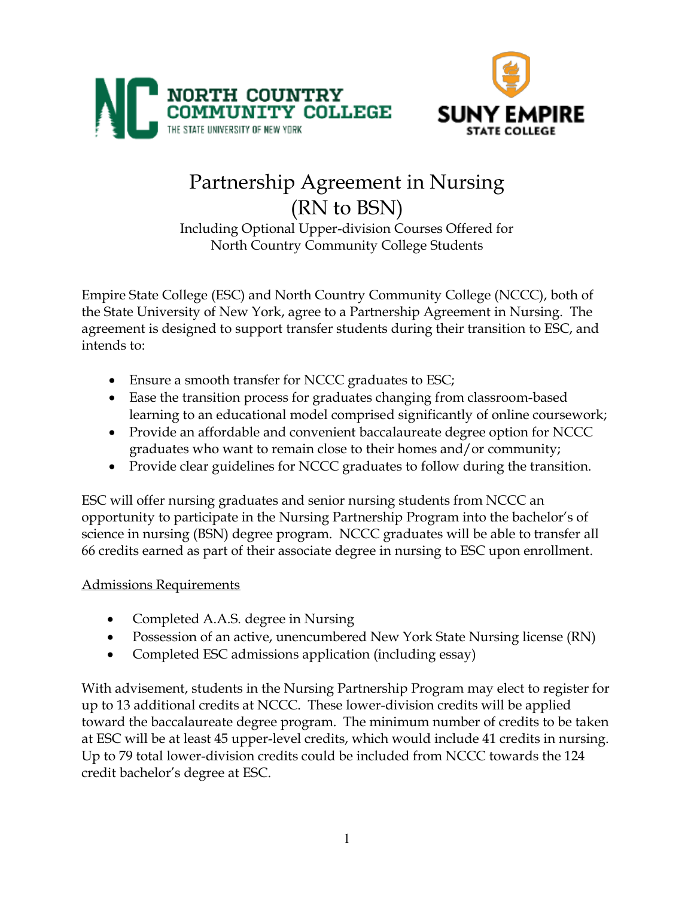NORTH COUNTRY COMMUNITY COLLEGE
THE STATE UNIVERSITY OF NEW YORK

SUNY EMPIRE STATE COLLEGE

# Partnership Agreement in Nursing (RN to BSN)

Including Optional Upper-division Courses Offered for North Country Community College Students

Empire State College (ESC) and North Country Community College (NCCC), both of the State University of New York, agree to a Partnership Agreement in Nursing. The agreement is designed to support transfer students during their transition to ESC, and intends to:

- Ensure a smooth transfer for NCCC graduates to ESC;
- Ease the transition process for graduates changing from classroom-based learning to an educational model comprised significantly of online coursework;
- Provide an affordable and convenient baccalaureate degree option for NCCC graduates who want to remain close to their homes and/or community;
- Provide clear guidelines for NCCC graduates to follow during the transition.

ESC will offer nursing graduates and senior nursing students from NCCC an opportunity to participate in the Nursing Partnership Program into the bachelor's of science in nursing (BSN) degree program. NCCC graduates will be able to transfer all 66 credits earned as part of their associate degree in nursing to ESC upon enrollment.

## Admissions Requirements

- Completed A.A.S. degree in Nursing
- Possession of an active, unencumbered New York State Nursing license (RN)
- Completed ESC admissions application (including essay)

With advisement, students in the Nursing Partnership Program may elect to register for up to 13 additional credits at NCCC. These lower-division credits will be applied toward the baccalaureate degree program. The minimum number of credits to be taken at ESC will be at least 45 upper-level credits, which would include 41 credits in nursing. Up to 79 total lower-division credits could be included from NCCC towards the 124 credit bachelor's degree at ESC.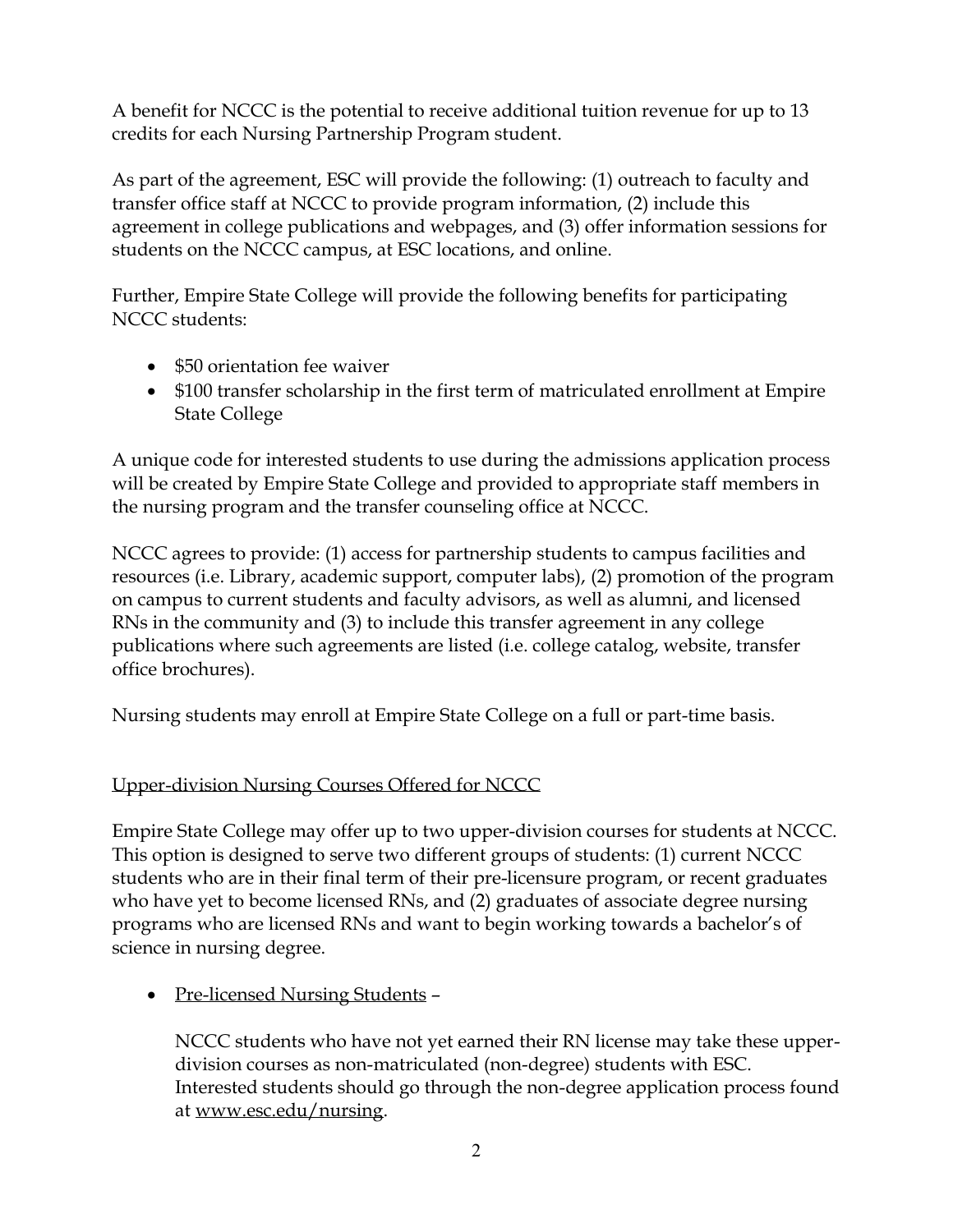A benefit for NCCC is the potential to receive additional tuition revenue for up to 13 credits for each Nursing Partnership Program student.

As part of the agreement, ESC will provide the following: (1) outreach to faculty and transfer office staff at NCCC to provide program information, (2) include this agreement in college publications and webpages, and (3) offer information sessions for students on the NCCC campus, at ESC locations, and online.

Further, Empire State College will provide the following benefits for participating NCCC students:

- $50 orientation fee waiver
- $100 transfer scholarship in the first term of matriculated enrollment at Empire State College

A unique code for interested students to use during the admissions application process will be created by Empire State College and provided to appropriate staff members in the nursing program and the transfer counseling office at NCCC.

NCCC agrees to provide: (1) access for partnership students to campus facilities and resources (i.e. Library, academic support, computer labs), (2) promotion of the program on campus to current students and faculty advisors, as well as alumni, and licensed RNs in the community and (3) to include this transfer agreement in any college publications where such agreements are listed (i.e. college catalog, website, transfer office brochures).

Nursing students may enroll at Empire State College on a full or part-time basis.

## Upper-division Nursing Courses Offered for NCCC

Empire State College may offer up to two upper-division courses for students at NCCC. This option is designed to serve two different groups of students: (1) current NCCC students who are in their final term of their pre-licensure program, or recent graduates who have yet to become licensed RNs, and (2) graduates of associate degree nursing programs who are licensed RNs and want to begin working towards a bachelor's of science in nursing degree.

- Pre-licensed Nursing Students –

  NCCC students who have not yet earned their RN license may take these upper-division courses as non-matriculated (non-degree) students with ESC. Interested students should go through the non-degree application process found at www.esc.edu/nursing.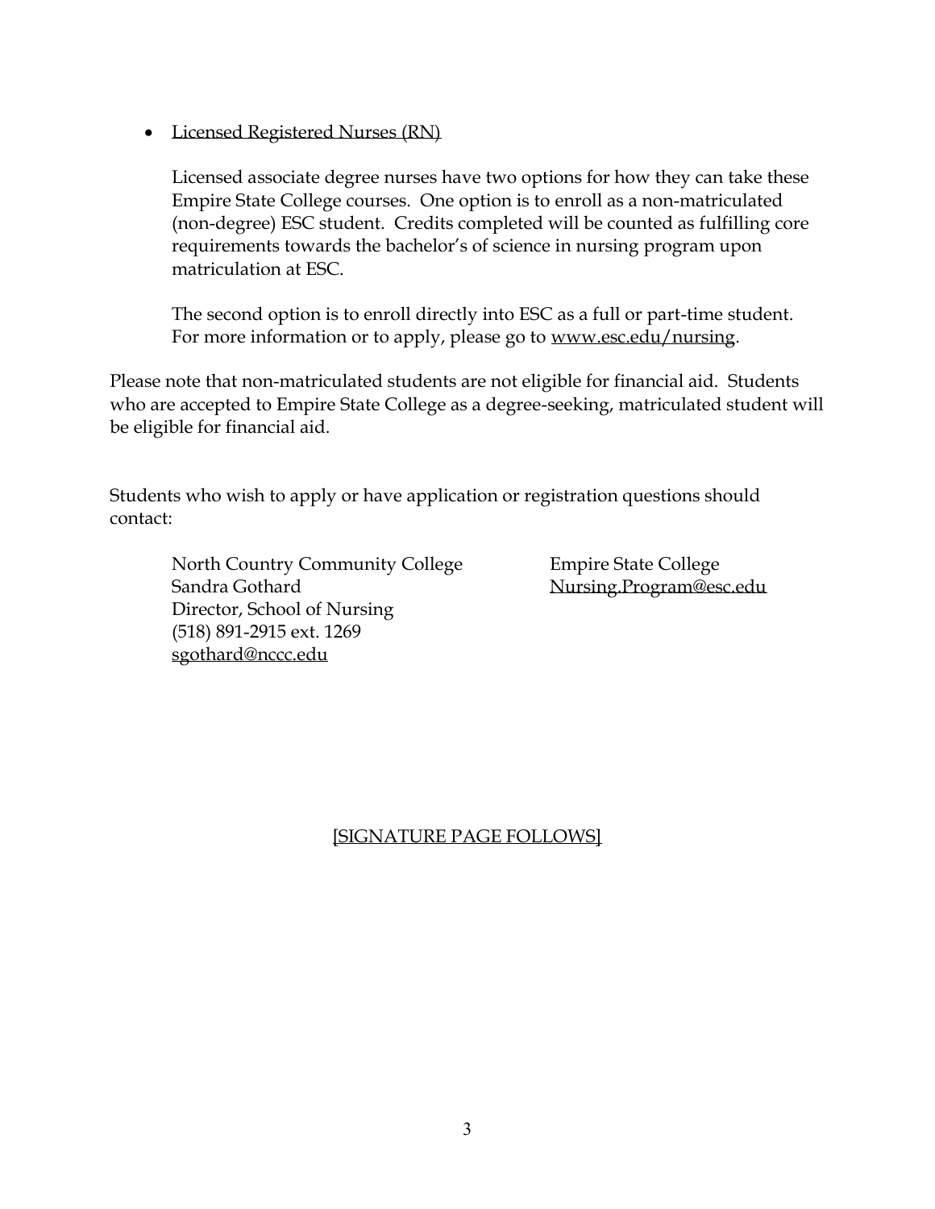- Licensed Registered Nurses (RN)

  Licensed associate degree nurses have two options for how they can take these Empire State College courses. One option is to enroll as a non-matriculated (non-degree) ESC student. Credits completed will be counted as fulfilling core requirements towards the bachelor's of science in nursing program upon matriculation at ESC.

  The second option is to enroll directly into ESC as a full or part-time student. For more information or to apply, please go to www.esc.edu/nursing.

Please note that non-matriculated students are not eligible for financial aid. Students who are accepted to Empire State College as a degree-seeking, matriculated student will be eligible for financial aid.

Students who wish to apply or have application or registration questions should contact:

North Country Community College
Sandra Gothard
Director, School of Nursing
(518) 891-2915 ext. 1269
sgothard@nccc.edu

Empire State College
Nursing.Program@esc.edu

[SIGNATURE PAGE FOLLOWS]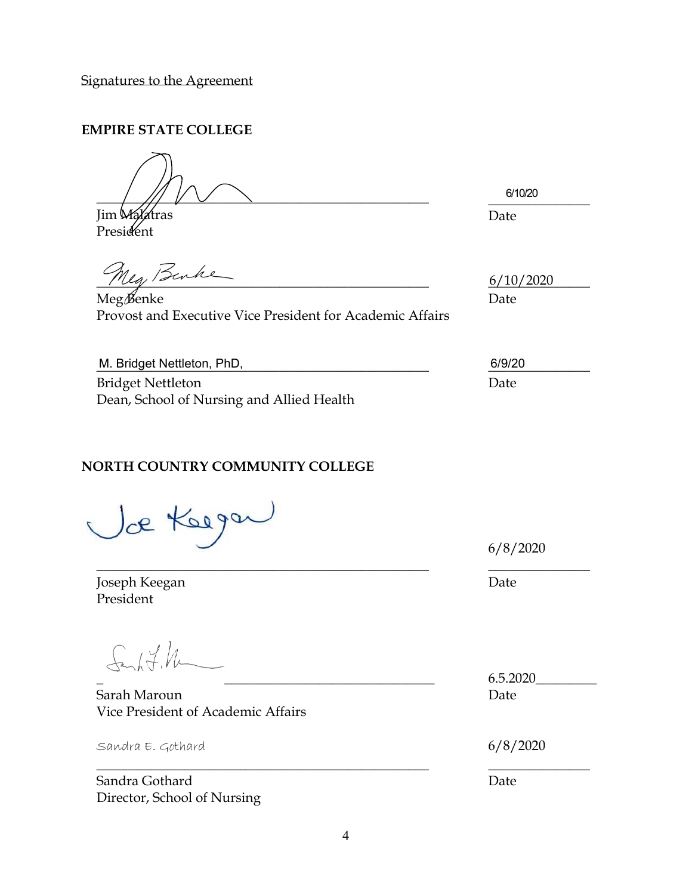Signatures to the Agreement

**EMPIRE STATE COLLEGE**

Jim Malatras
President

Date: 6/10/20

Meg Benke
Provost and Executive Vice President for Academic Affairs

Date: 6/10/2020

M. Bridget Nettleton, PhD,

Bridget Nettleton
Dean, School of Nursing and Allied Health

Date: 6/9/20

**NORTH COUNTRY COMMUNITY COLLEGE**

Joseph Keegan
President

Date: 6/8/2020

Sarah Maroun
Vice President of Academic Affairs

Date: 6.5.2020

Sandra E. Gothard

Sandra Gothard
Director, School of Nursing

Date: 6/8/2020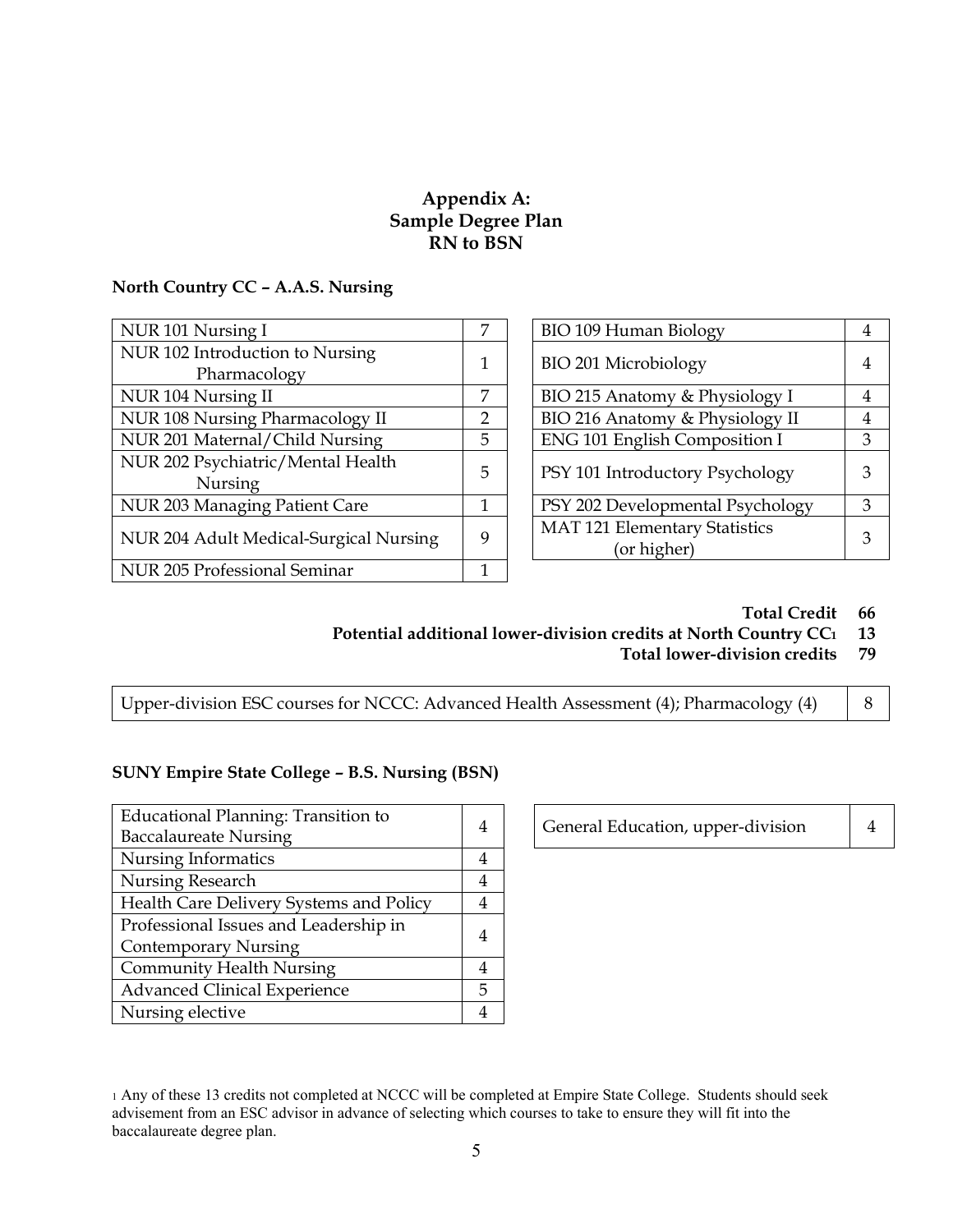# Appendix A:
# Sample Degree Plan
# RN to BSN

## North Country CC – A.A.S. Nursing

| Course | Credits |
|---|---|
| NUR 101 Nursing I | 7 |
| NUR 102 Introduction to Nursing Pharmacology | 1 |
| NUR 104 Nursing II | 7 |
| NUR 108 Nursing Pharmacology II | 2 |
| NUR 201 Maternal/Child Nursing | 5 |
| NUR 202 Psychiatric/Mental Health Nursing | 5 |
| NUR 203 Managing Patient Care | 1 |
| NUR 204 Adult Medical-Surgical Nursing | 9 |
| NUR 205 Professional Seminar | 1 |

| Course | Credits |
|---|---|
| BIO 109 Human Biology | 4 |
| BIO 201 Microbiology | 4 |
| BIO 215 Anatomy & Physiology I | 4 |
| BIO 216 Anatomy & Physiology II | 4 |
| ENG 101 English Composition I | 3 |
| PSY 101 Introductory Psychology | 3 |
| PSY 202 Developmental Psychology | 3 |
| MAT 121 Elementary Statistics (or higher) | 3 |

**Total Credit 66**

**Potential additional lower-division credits at North Country CC[1] 13**

**Total lower-division credits 79**

| Upper-division ESC courses for NCCC | Credits |
|---|---|
| Upper-division ESC courses for NCCC: Advanced Health Assessment (4); Pharmacology (4) | 8 |

## SUNY Empire State College – B.S. Nursing (BSN)

| Course | Credits |
|---|---|
| Educational Planning: Transition to Baccalaureate Nursing | 4 |
| Nursing Informatics | 4 |
| Nursing Research | 4 |
| Health Care Delivery Systems and Policy | 4 |
| Professional Issues and Leadership in Contemporary Nursing | 4 |
| Community Health Nursing | 4 |
| Advanced Clinical Experience | 5 |
| Nursing elective | 4 |

| Course | Credits |
|---|---|
| General Education, upper-division | 4 |

[1] Any of these 13 credits not completed at NCCC will be completed at Empire State College. Students should seek advisement from an ESC advisor in advance of selecting which courses to take to ensure they will fit into the baccalaureate degree plan.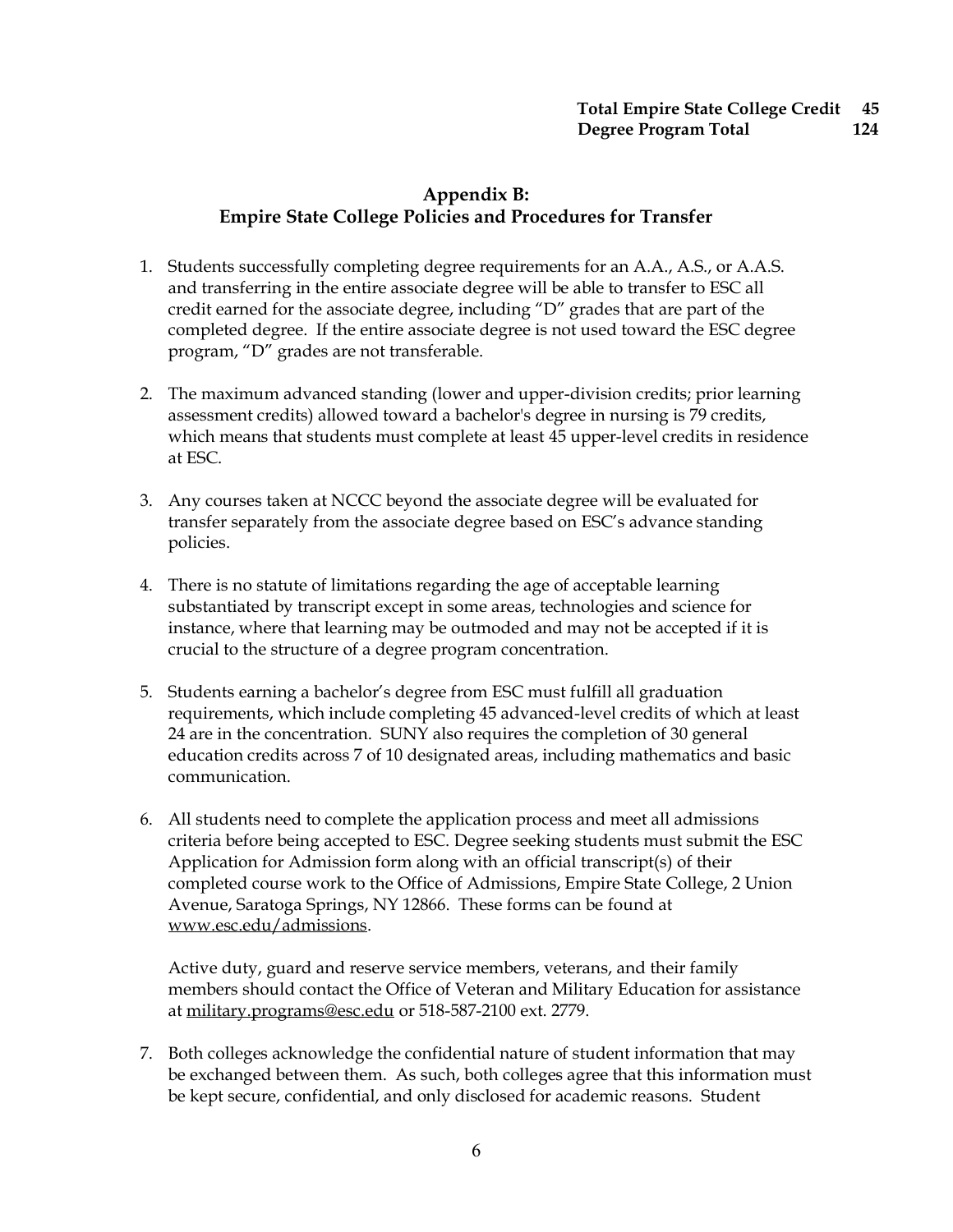| | |
|---|---|
| **Total Empire State College Credit** | **45** |
| **Degree Program Total** | **124** |

## Appendix B: Empire State College Policies and Procedures for Transfer

1. Students successfully completing degree requirements for an A.A., A.S., or A.A.S. and transferring in the entire associate degree will be able to transfer to ESC all credit earned for the associate degree, including "D" grades that are part of the completed degree. If the entire associate degree is not used toward the ESC degree program, "D" grades are not transferable.

2. The maximum advanced standing (lower and upper-division credits; prior learning assessment credits) allowed toward a bachelor's degree in nursing is 79 credits, which means that students must complete at least 45 upper-level credits in residence at ESC.

3. Any courses taken at NCCC beyond the associate degree will be evaluated for transfer separately from the associate degree based on ESC's advance standing policies.

4. There is no statute of limitations regarding the age of acceptable learning substantiated by transcript except in some areas, technologies and science for instance, where that learning may be outmoded and may not be accepted if it is crucial to the structure of a degree program concentration.

5. Students earning a bachelor's degree from ESC must fulfill all graduation requirements, which include completing 45 advanced-level credits of which at least 24 are in the concentration. SUNY also requires the completion of 30 general education credits across 7 of 10 designated areas, including mathematics and basic communication.

6. All students need to complete the application process and meet all admissions criteria before being accepted to ESC. Degree seeking students must submit the ESC Application for Admission form along with an official transcript(s) of their completed course work to the Office of Admissions, Empire State College, 2 Union Avenue, Saratoga Springs, NY 12866. These forms can be found at www.esc.edu/admissions.

   Active duty, guard and reserve service members, veterans, and their family members should contact the Office of Veteran and Military Education for assistance at military.programs@esc.edu or 518-587-2100 ext. 2779.

7. Both colleges acknowledge the confidential nature of student information that may be exchanged between them. As such, both colleges agree that this information must be kept secure, confidential, and only disclosed for academic reasons. Student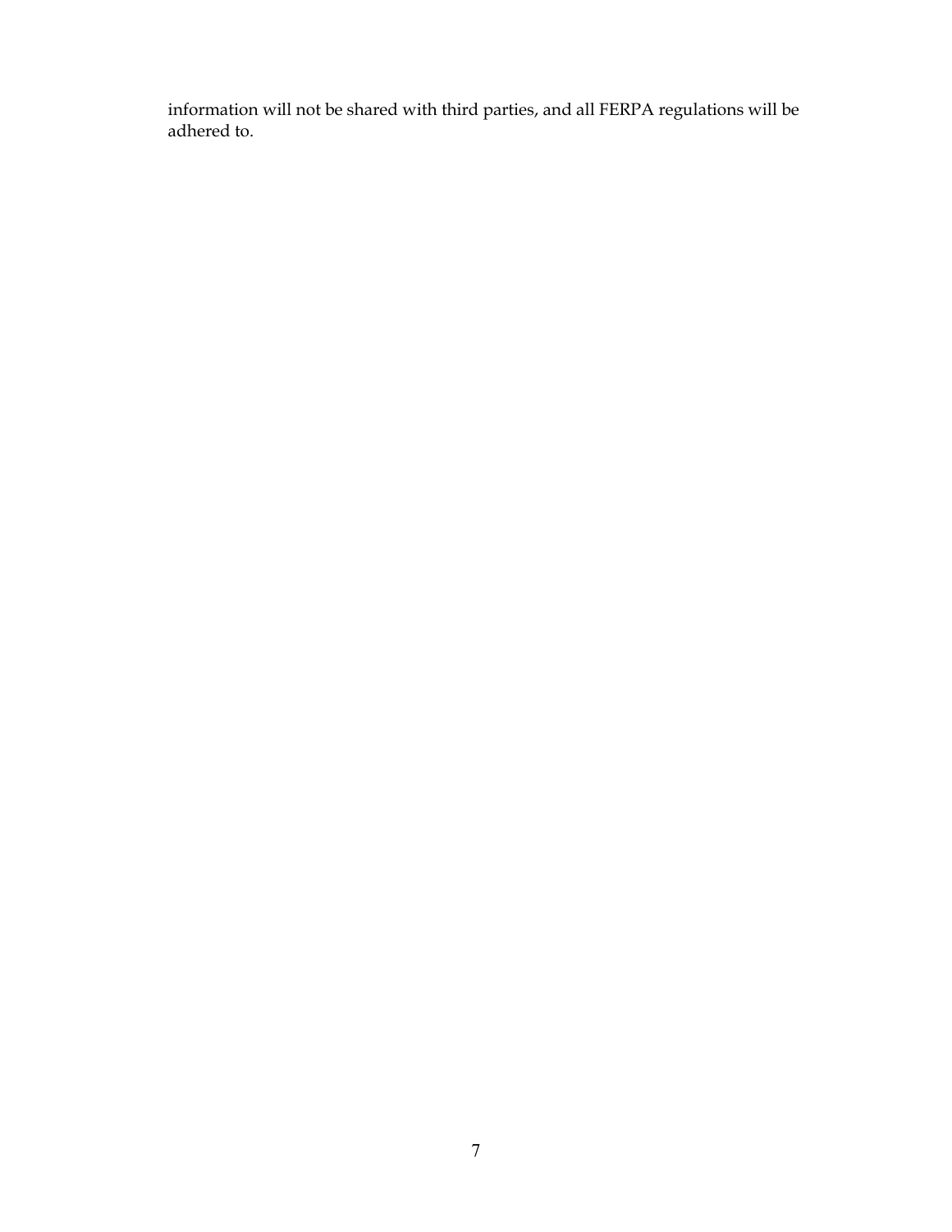information will not be shared with third parties, and all FERPA regulations will be adhered to.